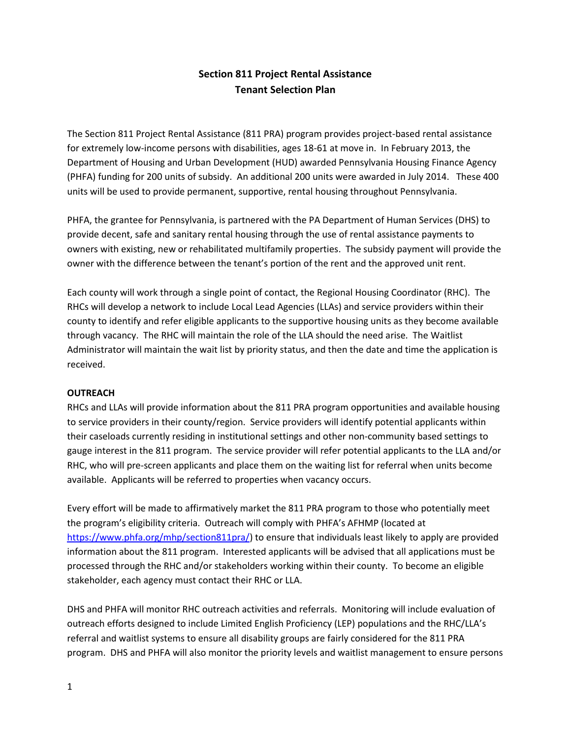# Section 811 Project Rental Assistance
# Tenant Selection Plan

The Section 811 Project Rental Assistance (811 PRA) program provides project-based rental assistance for extremely low-income persons with disabilities, ages 18-61 at move in. In February 2013, the Department of Housing and Urban Development (HUD) awarded Pennsylvania Housing Finance Agency (PHFA) funding for 200 units of subsidy. An additional 200 units were awarded in July 2014. These 400 units will be used to provide permanent, supportive, rental housing throughout Pennsylvania.

PHFA, the grantee for Pennsylvania, is partnered with the PA Department of Human Services (DHS) to provide decent, safe and sanitary rental housing through the use of rental assistance payments to owners with existing, new or rehabilitated multifamily properties. The subsidy payment will provide the owner with the difference between the tenant's portion of the rent and the approved unit rent.

Each county will work through a single point of contact, the Regional Housing Coordinator (RHC). The RHCs will develop a network to include Local Lead Agencies (LLAs) and service providers within their county to identify and refer eligible applicants to the supportive housing units as they become available through vacancy. The RHC will maintain the role of the LLA should the need arise. The Waitlist Administrator will maintain the wait list by priority status, and then the date and time the application is received.

**OUTREACH**

RHCs and LLAs will provide information about the 811 PRA program opportunities and available housing to service providers in their county/region. Service providers will identify potential applicants within their caseloads currently residing in institutional settings and other non-community based settings to gauge interest in the 811 program. The service provider will refer potential applicants to the LLA and/or RHC, who will pre-screen applicants and place them on the waiting list for referral when units become available. Applicants will be referred to properties when vacancy occurs.

Every effort will be made to affirmatively market the 811 PRA program to those who potentially meet the program's eligibility criteria. Outreach will comply with PHFA's AFHMP (located at [https://www.phfa.org/mhp/section811pra/](https://www.phfa.org/mhp/section811pra/)) to ensure that individuals least likely to apply are provided information about the 811 program. Interested applicants will be advised that all applications must be processed through the RHC and/or stakeholders working within their county. To become an eligible stakeholder, each agency must contact their RHC or LLA.

DHS and PHFA will monitor RHC outreach activities and referrals. Monitoring will include evaluation of outreach efforts designed to include Limited English Proficiency (LEP) populations and the RHC/LLA's referral and waitlist systems to ensure all disability groups are fairly considered for the 811 PRA program. DHS and PHFA will also monitor the priority levels and waitlist management to ensure persons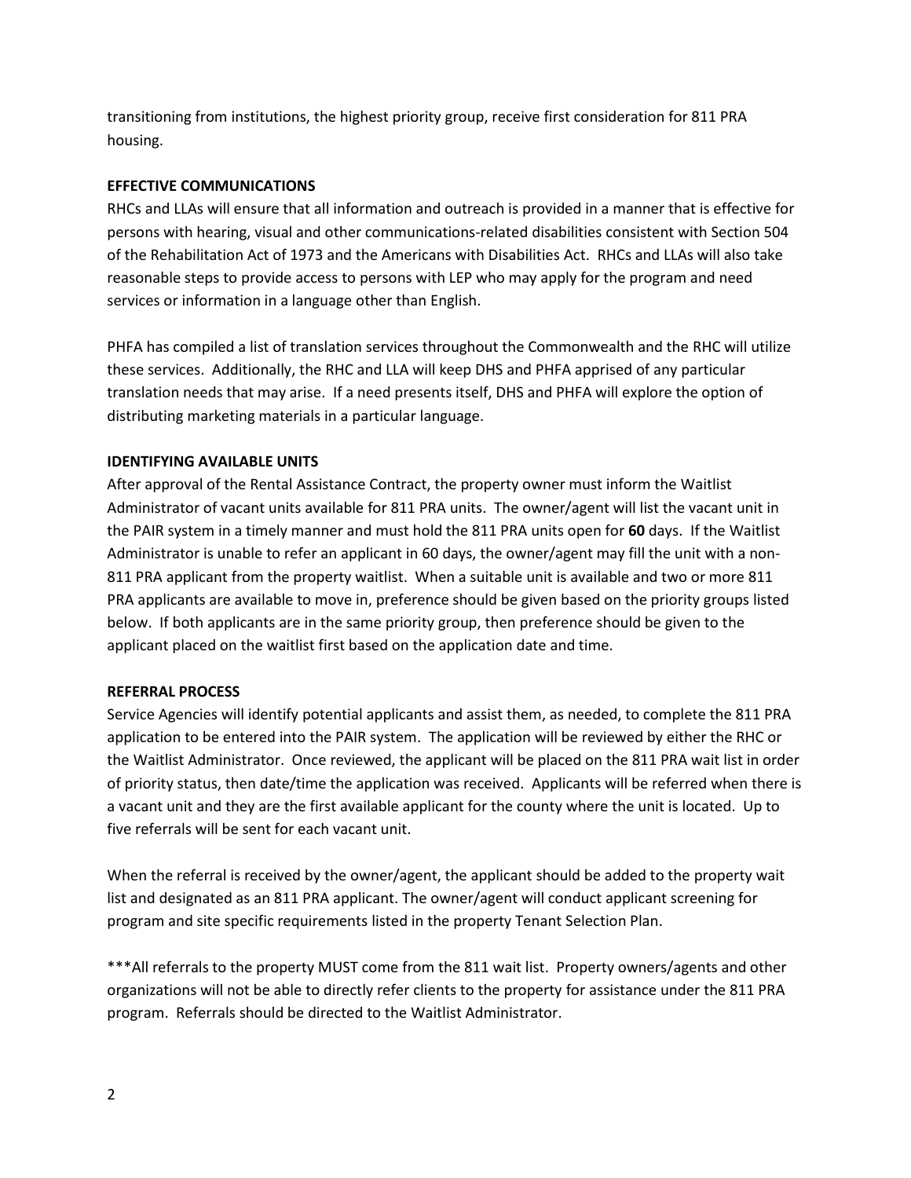transitioning from institutions, the highest priority group, receive first consideration for 811 PRA housing.

## EFFECTIVE COMMUNICATIONS

RHCs and LLAs will ensure that all information and outreach is provided in a manner that is effective for persons with hearing, visual and other communications-related disabilities consistent with Section 504 of the Rehabilitation Act of 1973 and the Americans with Disabilities Act. RHCs and LLAs will also take reasonable steps to provide access to persons with LEP who may apply for the program and need services or information in a language other than English.

PHFA has compiled a list of translation services throughout the Commonwealth and the RHC will utilize these services. Additionally, the RHC and LLA will keep DHS and PHFA apprised of any particular translation needs that may arise. If a need presents itself, DHS and PHFA will explore the option of distributing marketing materials in a particular language.

## IDENTIFYING AVAILABLE UNITS

After approval of the Rental Assistance Contract, the property owner must inform the Waitlist Administrator of vacant units available for 811 PRA units. The owner/agent will list the vacant unit in the PAIR system in a timely manner and must hold the 811 PRA units open for **60** days. If the Waitlist Administrator is unable to refer an applicant in 60 days, the owner/agent may fill the unit with a non-811 PRA applicant from the property waitlist. When a suitable unit is available and two or more 811 PRA applicants are available to move in, preference should be given based on the priority groups listed below. If both applicants are in the same priority group, then preference should be given to the applicant placed on the waitlist first based on the application date and time.

## REFERRAL PROCESS

Service Agencies will identify potential applicants and assist them, as needed, to complete the 811 PRA application to be entered into the PAIR system. The application will be reviewed by either the RHC or the Waitlist Administrator. Once reviewed, the applicant will be placed on the 811 PRA wait list in order of priority status, then date/time the application was received. Applicants will be referred when there is a vacant unit and they are the first available applicant for the county where the unit is located. Up to five referrals will be sent for each vacant unit.

When the referral is received by the owner/agent, the applicant should be added to the property wait list and designated as an 811 PRA applicant. The owner/agent will conduct applicant screening for program and site specific requirements listed in the property Tenant Selection Plan.

***All referrals to the property MUST come from the 811 wait list. Property owners/agents and other organizations will not be able to directly refer clients to the property for assistance under the 811 PRA program. Referrals should be directed to the Waitlist Administrator.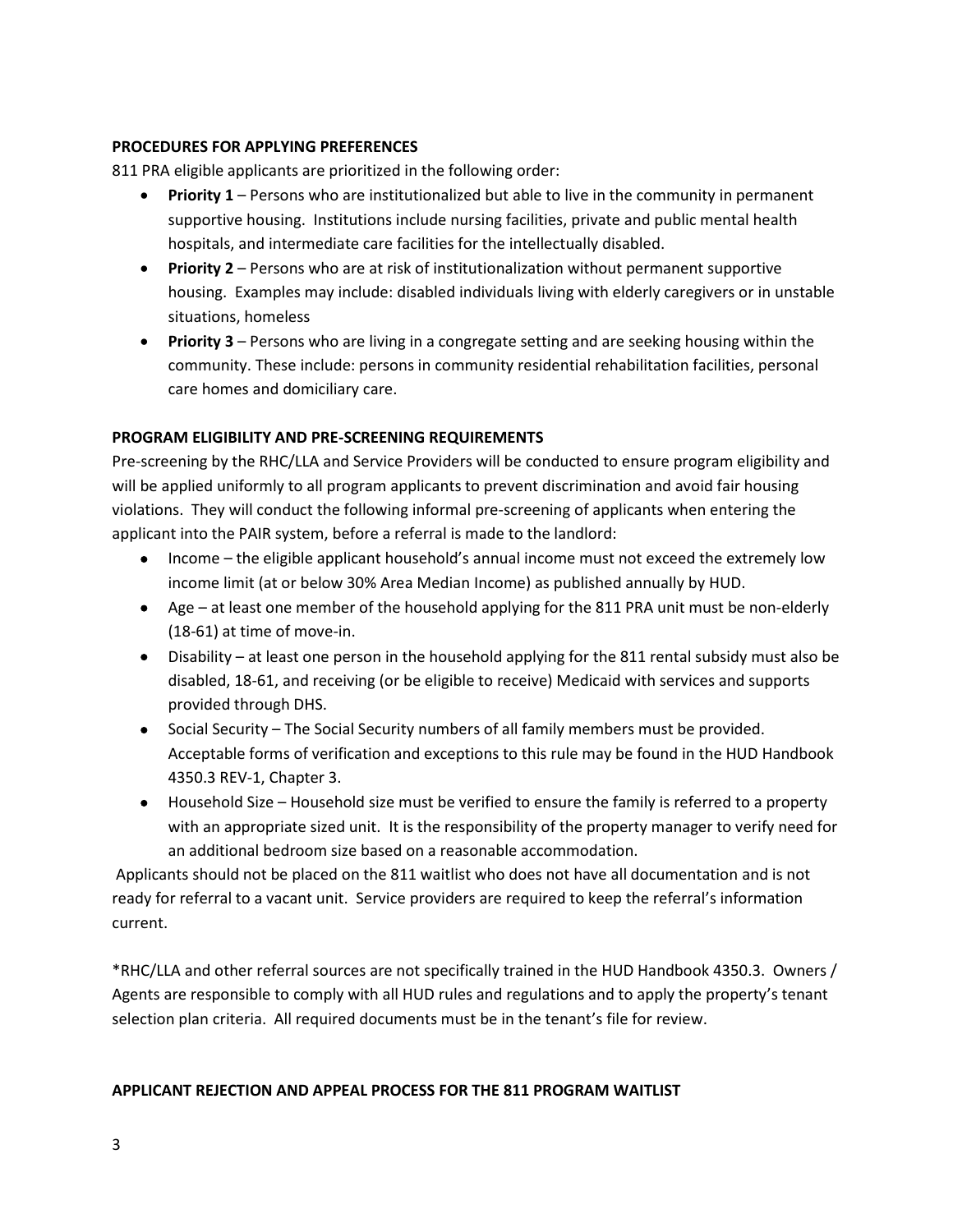**PROCEDURES FOR APPLYING PREFERENCES**

811 PRA eligible applicants are prioritized in the following order:

- **Priority 1** – Persons who are institutionalized but able to live in the community in permanent supportive housing. Institutions include nursing facilities, private and public mental health hospitals, and intermediate care facilities for the intellectually disabled.
- **Priority 2** – Persons who are at risk of institutionalization without permanent supportive housing. Examples may include: disabled individuals living with elderly caregivers or in unstable situations, homeless
- **Priority 3** – Persons who are living in a congregate setting and are seeking housing within the community. These include: persons in community residential rehabilitation facilities, personal care homes and domiciliary care.

**PROGRAM ELIGIBILITY AND PRE-SCREENING REQUIREMENTS**

Pre-screening by the RHC/LLA and Service Providers will be conducted to ensure program eligibility and will be applied uniformly to all program applicants to prevent discrimination and avoid fair housing violations. They will conduct the following informal pre-screening of applicants when entering the applicant into the PAIR system, before a referral is made to the landlord:

- Income – the eligible applicant household's annual income must not exceed the extremely low income limit (at or below 30% Area Median Income) as published annually by HUD.
- Age – at least one member of the household applying for the 811 PRA unit must be non-elderly (18-61) at time of move-in.
- Disability – at least one person in the household applying for the 811 rental subsidy must also be disabled, 18-61, and receiving (or be eligible to receive) Medicaid with services and supports provided through DHS.
- Social Security – The Social Security numbers of all family members must be provided. Acceptable forms of verification and exceptions to this rule may be found in the HUD Handbook 4350.3 REV-1, Chapter 3.
- Household Size – Household size must be verified to ensure the family is referred to a property with an appropriate sized unit. It is the responsibility of the property manager to verify need for an additional bedroom size based on a reasonable accommodation.

Applicants should not be placed on the 811 waitlist who does not have all documentation and is not ready for referral to a vacant unit. Service providers are required to keep the referral's information current.

*RHC/LLA and other referral sources are not specifically trained in the HUD Handbook 4350.3. Owners / Agents are responsible to comply with all HUD rules and regulations and to apply the property's tenant selection plan criteria. All required documents must be in the tenant's file for review.

**APPLICANT REJECTION AND APPEAL PROCESS FOR THE 811 PROGRAM WAITLIST**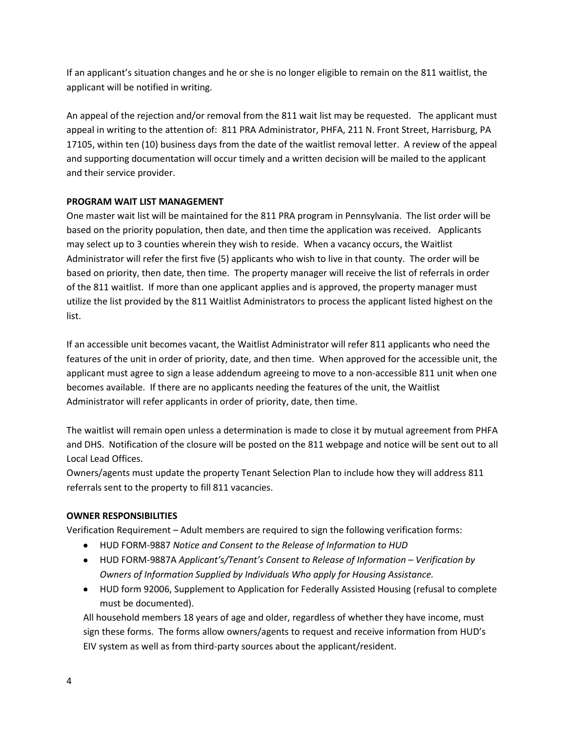If an applicant's situation changes and he or she is no longer eligible to remain on the 811 waitlist, the applicant will be notified in writing.

An appeal of the rejection and/or removal from the 811 wait list may be requested. The applicant must appeal in writing to the attention of: 811 PRA Administrator, PHFA, 211 N. Front Street, Harrisburg, PA 17105, within ten (10) business days from the date of the waitlist removal letter. A review of the appeal and supporting documentation will occur timely and a written decision will be mailed to the applicant and their service provider.

**PROGRAM WAIT LIST MANAGEMENT**

One master wait list will be maintained for the 811 PRA program in Pennsylvania. The list order will be based on the priority population, then date, and then time the application was received. Applicants may select up to 3 counties wherein they wish to reside. When a vacancy occurs, the Waitlist Administrator will refer the first five (5) applicants who wish to live in that county. The order will be based on priority, then date, then time. The property manager will receive the list of referrals in order of the 811 waitlist. If more than one applicant applies and is approved, the property manager must utilize the list provided by the 811 Waitlist Administrators to process the applicant listed highest on the list.

If an accessible unit becomes vacant, the Waitlist Administrator will refer 811 applicants who need the features of the unit in order of priority, date, and then time. When approved for the accessible unit, the applicant must agree to sign a lease addendum agreeing to move to a non-accessible 811 unit when one becomes available. If there are no applicants needing the features of the unit, the Waitlist Administrator will refer applicants in order of priority, date, then time.

The waitlist will remain open unless a determination is made to close it by mutual agreement from PHFA and DHS. Notification of the closure will be posted on the 811 webpage and notice will be sent out to all Local Lead Offices.

Owners/agents must update the property Tenant Selection Plan to include how they will address 811 referrals sent to the property to fill 811 vacancies.

**OWNER RESPONSIBILITIES**

Verification Requirement – Adult members are required to sign the following verification forms:

- HUD FORM-9887 *Notice and Consent to the Release of Information to HUD*
- HUD FORM-9887A *Applicant's/Tenant's Consent to Release of Information – Verification by Owners of Information Supplied by Individuals Who apply for Housing Assistance.*
- HUD form 92006, Supplement to Application for Federally Assisted Housing (refusal to complete must be documented).

All household members 18 years of age and older, regardless of whether they have income, must sign these forms. The forms allow owners/agents to request and receive information from HUD's EIV system as well as from third-party sources about the applicant/resident.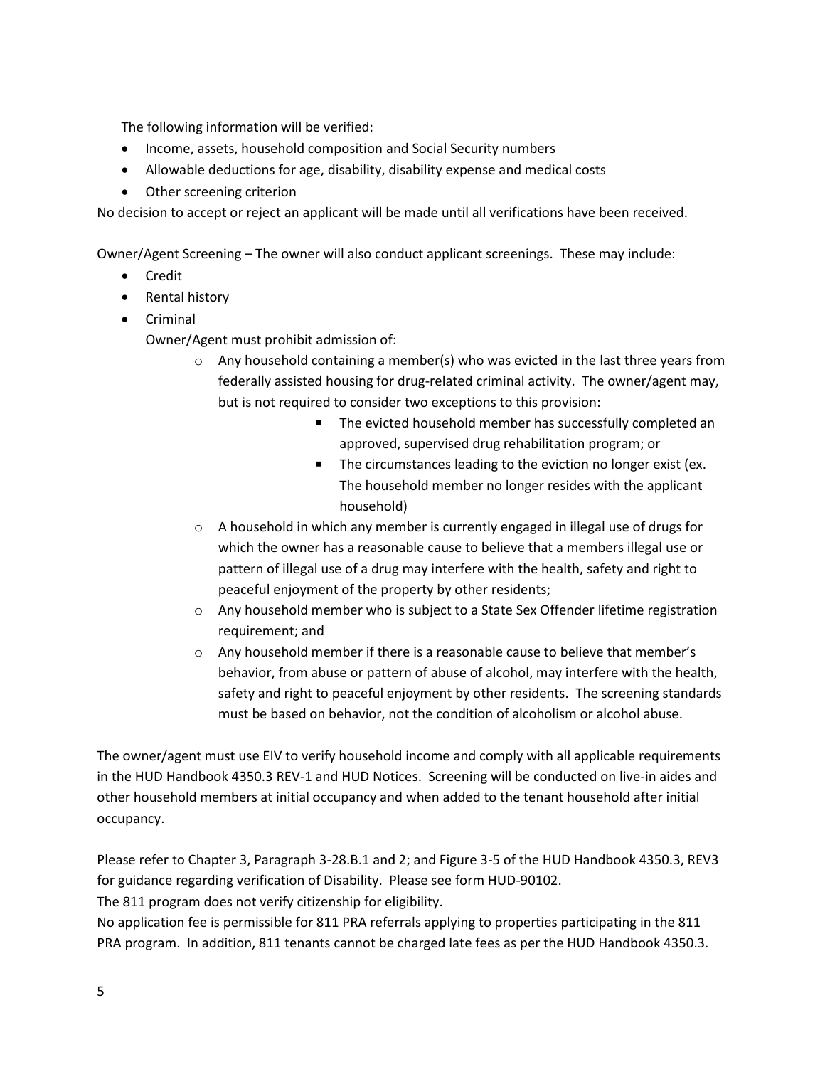The following information will be verified:

- Income, assets, household composition and Social Security numbers
- Allowable deductions for age, disability, disability expense and medical costs
- Other screening criterion

No decision to accept or reject an applicant will be made until all verifications have been received.

Owner/Agent Screening – The owner will also conduct applicant screenings. These may include:

- Credit
- Rental history
- Criminal

  Owner/Agent must prohibit admission of:

  - Any household containing a member(s) who was evicted in the last three years from federally assisted housing for drug-related criminal activity. The owner/agent may, but is not required to consider two exceptions to this provision:
    - The evicted household member has successfully completed an approved, supervised drug rehabilitation program; or
    - The circumstances leading to the eviction no longer exist (ex. The household member no longer resides with the applicant household)
  - A household in which any member is currently engaged in illegal use of drugs for which the owner has a reasonable cause to believe that a members illegal use or pattern of illegal use of a drug may interfere with the health, safety and right to peaceful enjoyment of the property by other residents;
  - Any household member who is subject to a State Sex Offender lifetime registration requirement; and
  - Any household member if there is a reasonable cause to believe that member's behavior, from abuse or pattern of abuse of alcohol, may interfere with the health, safety and right to peaceful enjoyment by other residents. The screening standards must be based on behavior, not the condition of alcoholism or alcohol abuse.

The owner/agent must use EIV to verify household income and comply with all applicable requirements in the HUD Handbook 4350.3 REV-1 and HUD Notices. Screening will be conducted on live-in aides and other household members at initial occupancy and when added to the tenant household after initial occupancy.

Please refer to Chapter 3, Paragraph 3-28.B.1 and 2; and Figure 3-5 of the HUD Handbook 4350.3, REV3 for guidance regarding verification of Disability. Please see form HUD-90102.

The 811 program does not verify citizenship for eligibility.

No application fee is permissible for 811 PRA referrals applying to properties participating in the 811 PRA program. In addition, 811 tenants cannot be charged late fees as per the HUD Handbook 4350.3.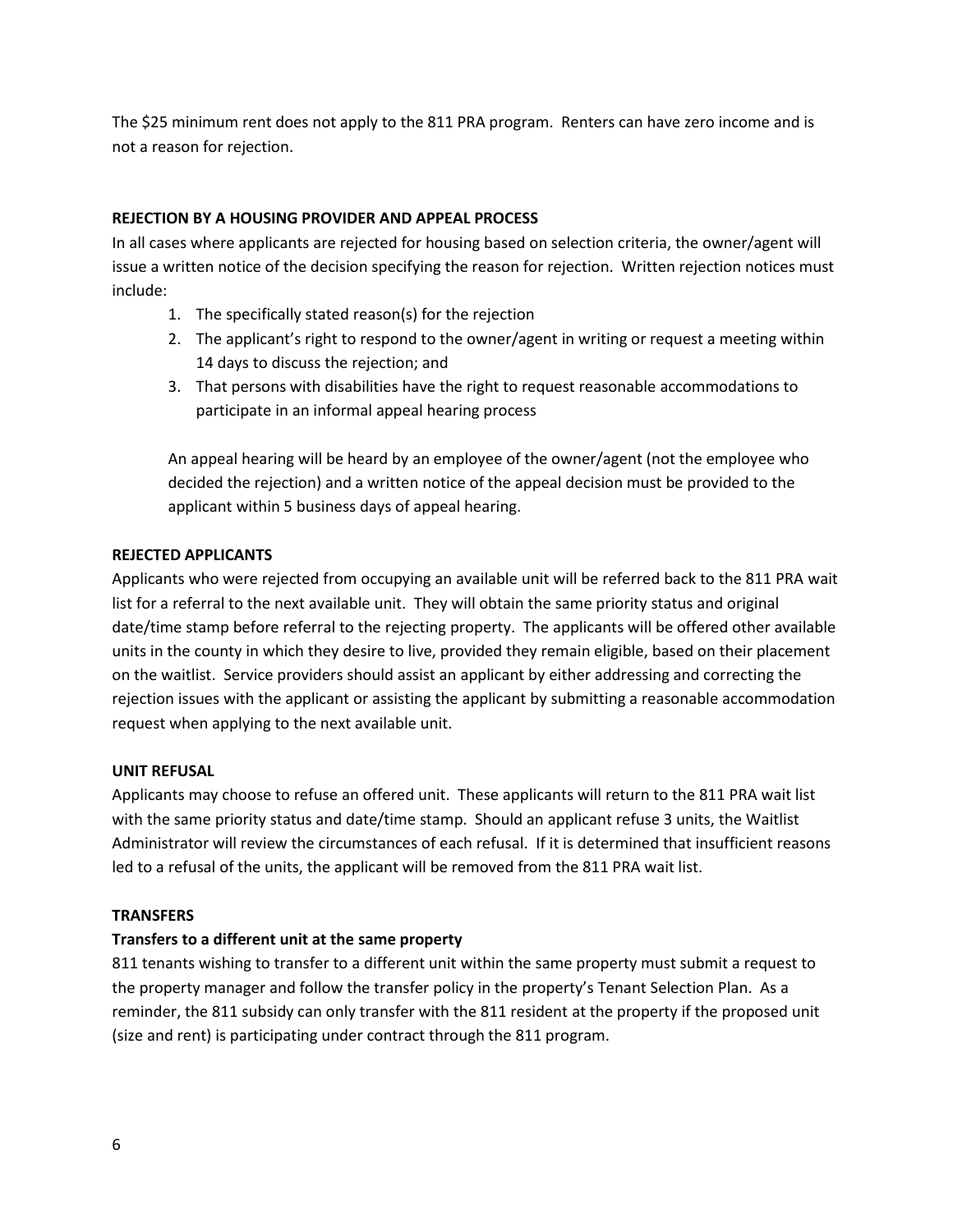The $25 minimum rent does not apply to the 811 PRA program. Renters can have zero income and is not a reason for rejection.

**REJECTION BY A HOUSING PROVIDER AND APPEAL PROCESS**

In all cases where applicants are rejected for housing based on selection criteria, the owner/agent will issue a written notice of the decision specifying the reason for rejection. Written rejection notices must include:

1. The specifically stated reason(s) for the rejection
2. The applicant's right to respond to the owner/agent in writing or request a meeting within 14 days to discuss the rejection; and
3. That persons with disabilities have the right to request reasonable accommodations to participate in an informal appeal hearing process

An appeal hearing will be heard by an employee of the owner/agent (not the employee who decided the rejection) and a written notice of the appeal decision must be provided to the applicant within 5 business days of appeal hearing.

**REJECTED APPLICANTS**

Applicants who were rejected from occupying an available unit will be referred back to the 811 PRA wait list for a referral to the next available unit. They will obtain the same priority status and original date/time stamp before referral to the rejecting property. The applicants will be offered other available units in the county in which they desire to live, provided they remain eligible, based on their placement on the waitlist. Service providers should assist an applicant by either addressing and correcting the rejection issues with the applicant or assisting the applicant by submitting a reasonable accommodation request when applying to the next available unit.

**UNIT REFUSAL**

Applicants may choose to refuse an offered unit. These applicants will return to the 811 PRA wait list with the same priority status and date/time stamp. Should an applicant refuse 3 units, the Waitlist Administrator will review the circumstances of each refusal. If it is determined that insufficient reasons led to a refusal of the units, the applicant will be removed from the 811 PRA wait list.

**TRANSFERS**

**Transfers to a different unit at the same property**

811 tenants wishing to transfer to a different unit within the same property must submit a request to the property manager and follow the transfer policy in the property's Tenant Selection Plan. As a reminder, the 811 subsidy can only transfer with the 811 resident at the property if the proposed unit (size and rent) is participating under contract through the 811 program.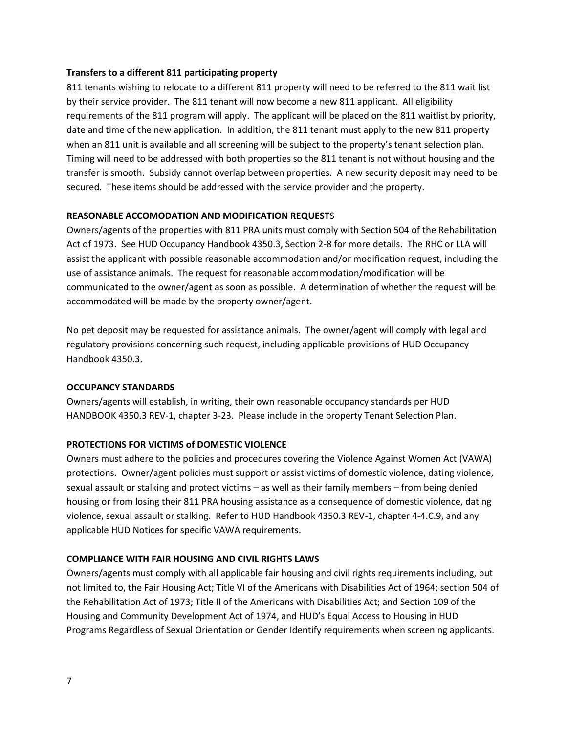**Transfers to a different 811 participating property**

811 tenants wishing to relocate to a different 811 property will need to be referred to the 811 wait list by their service provider. The 811 tenant will now become a new 811 applicant. All eligibility requirements of the 811 program will apply. The applicant will be placed on the 811 waitlist by priority, date and time of the new application. In addition, the 811 tenant must apply to the new 811 property when an 811 unit is available and all screening will be subject to the property's tenant selection plan. Timing will need to be addressed with both properties so the 811 tenant is not without housing and the transfer is smooth. Subsidy cannot overlap between properties. A new security deposit may need to be secured. These items should be addressed with the service provider and the property.

**REASONABLE ACCOMODATION AND MODIFICATION REQUEST**S

Owners/agents of the properties with 811 PRA units must comply with Section 504 of the Rehabilitation Act of 1973. See HUD Occupancy Handbook 4350.3, Section 2-8 for more details. The RHC or LLA will assist the applicant with possible reasonable accommodation and/or modification request, including the use of assistance animals. The request for reasonable accommodation/modification will be communicated to the owner/agent as soon as possible. A determination of whether the request will be accommodated will be made by the property owner/agent.

No pet deposit may be requested for assistance animals. The owner/agent will comply with legal and regulatory provisions concerning such request, including applicable provisions of HUD Occupancy Handbook 4350.3.

**OCCUPANCY STANDARDS**

Owners/agents will establish, in writing, their own reasonable occupancy standards per HUD HANDBOOK 4350.3 REV-1, chapter 3-23. Please include in the property Tenant Selection Plan.

**PROTECTIONS FOR VICTIMS of DOMESTIC VIOLENCE**

Owners must adhere to the policies and procedures covering the Violence Against Women Act (VAWA) protections. Owner/agent policies must support or assist victims of domestic violence, dating violence, sexual assault or stalking and protect victims – as well as their family members – from being denied housing or from losing their 811 PRA housing assistance as a consequence of domestic violence, dating violence, sexual assault or stalking. Refer to HUD Handbook 4350.3 REV-1, chapter 4-4.C.9, and any applicable HUD Notices for specific VAWA requirements.

**COMPLIANCE WITH FAIR HOUSING AND CIVIL RIGHTS LAWS**

Owners/agents must comply with all applicable fair housing and civil rights requirements including, but not limited to, the Fair Housing Act; Title VI of the Americans with Disabilities Act of 1964; section 504 of the Rehabilitation Act of 1973; Title II of the Americans with Disabilities Act; and Section 109 of the Housing and Community Development Act of 1974, and HUD's Equal Access to Housing in HUD Programs Regardless of Sexual Orientation or Gender Identify requirements when screening applicants.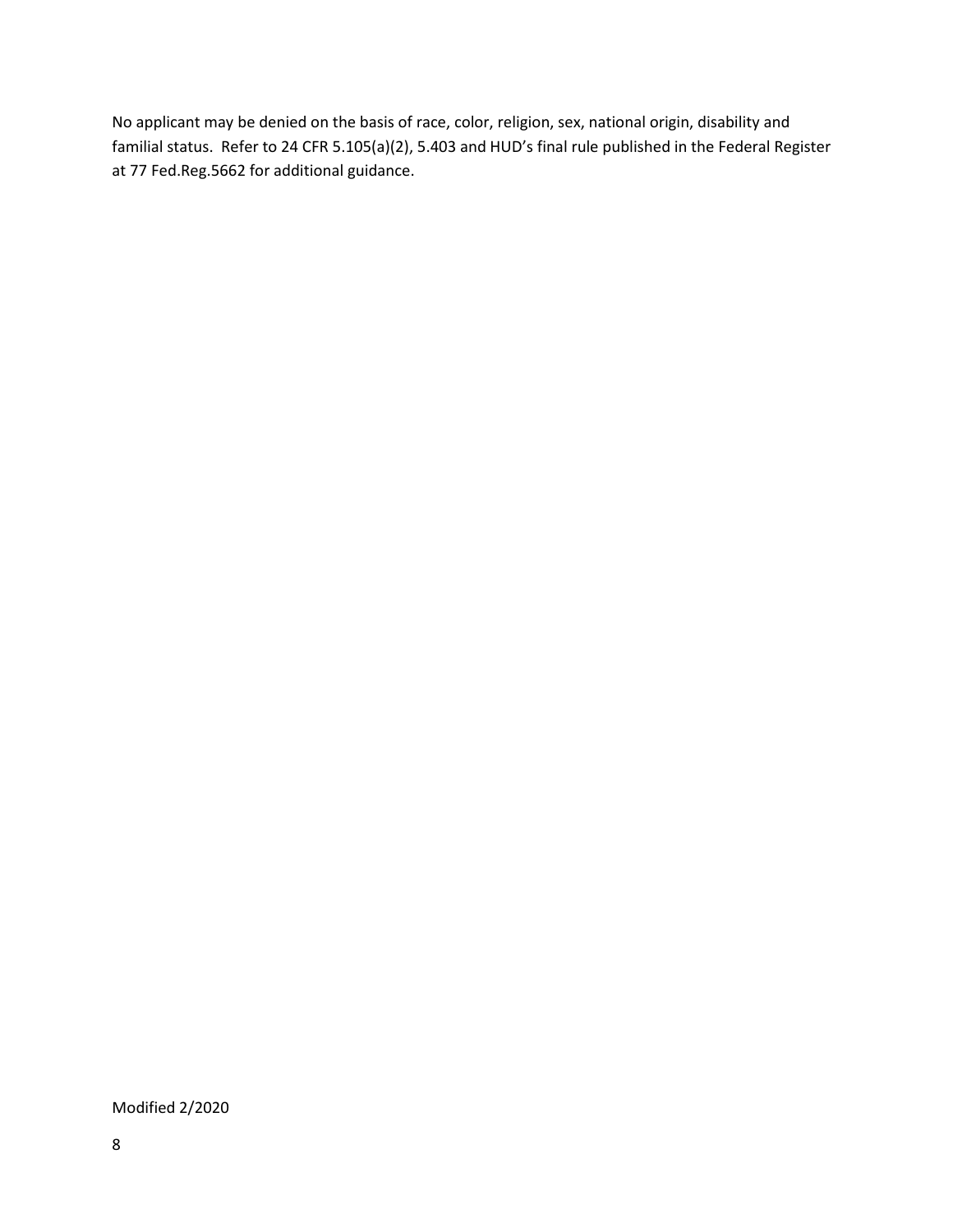No applicant may be denied on the basis of race, color, religion, sex, national origin, disability and familial status. Refer to 24 CFR 5.105(a)(2), 5.403 and HUD's final rule published in the Federal Register at 77 Fed.Reg.5662 for additional guidance.

Modified 2/2020